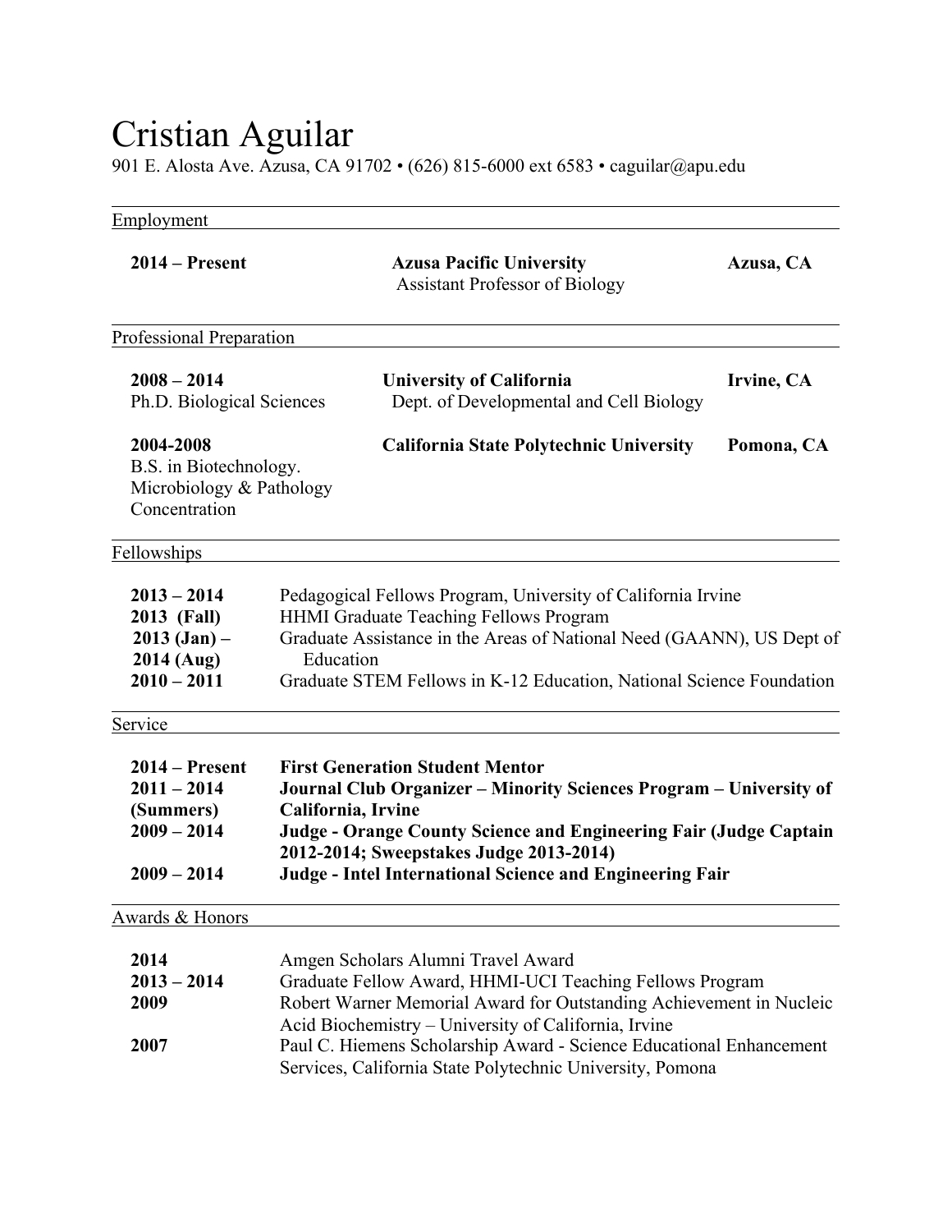# Cristian Aguilar

901 E. Alosta Ave. Azusa, CA 91702 • (626) 815-6000 ext 6583 • caguilar@apu.edu

## Employment

| | | |
|---|---|---|
| **2014 – Present** | **Azusa Pacific University**<br>Assistant Professor of Biology | **Azusa, CA** |

## Professional Preparation

| | | |
|---|---|---|
| **2008 – 2014**<br>Ph.D. Biological Sciences | **University of California**<br>Dept. of Developmental and Cell Biology | **Irvine, CA** |
| **2004-2008**<br>B.S. in Biotechnology.<br>Microbiology & Pathology Concentration | **California State Polytechnic University** | **Pomona, CA** |

## Fellowships

| | |
|---|---|
| **2013 – 2014** | Pedagogical Fellows Program, University of California Irvine |
| **2013 (Fall)** | HHMI Graduate Teaching Fellows Program |
| **2013 (Jan) – 2014 (Aug)** | Graduate Assistance in the Areas of National Need (GAANN), US Dept of Education |
| **2010 – 2011** | Graduate STEM Fellows in K-12 Education, National Science Foundation |

## Service

| | |
|---|---|
| **2014 – Present** | **First Generation Student Mentor** |
| **2011 – 2014 (Summers)** | **Journal Club Organizer – Minority Sciences Program – University of California, Irvine** |
| **2009 – 2014** | **Judge - Orange County Science and Engineering Fair (Judge Captain 2012-2014; Sweepstakes Judge 2013-2014)** |
| **2009 – 2014** | **Judge - Intel International Science and Engineering Fair** |

## Awards & Honors

| | |
|---|---|
| **2014** | Amgen Scholars Alumni Travel Award |
| **2013 – 2014** | Graduate Fellow Award, HHMI-UCI Teaching Fellows Program |
| **2009** | Robert Warner Memorial Award for Outstanding Achievement in Nucleic Acid Biochemistry – University of California, Irvine |
| **2007** | Paul C. Hiemens Scholarship Award - Science Educational Enhancement Services, California State Polytechnic University, Pomona |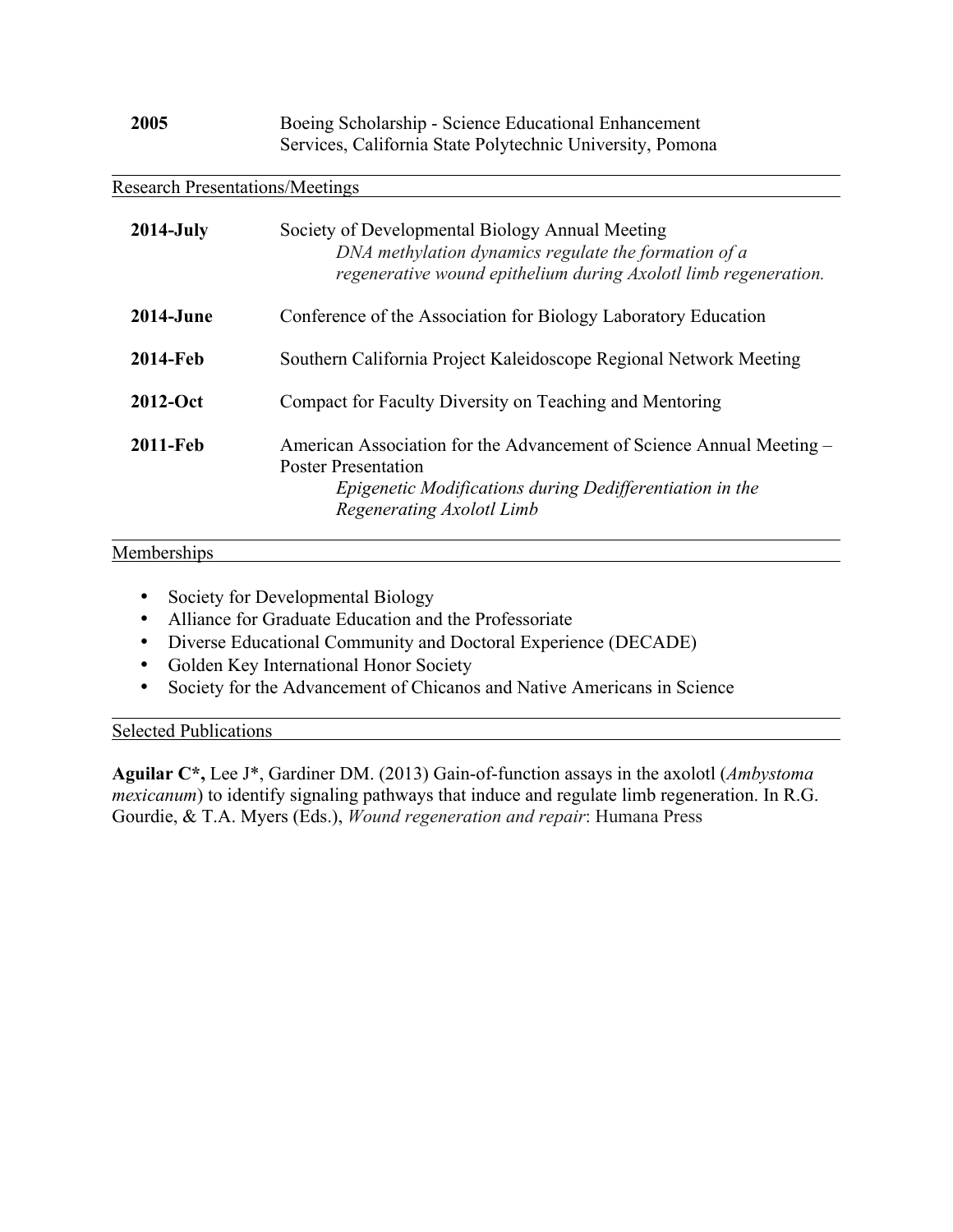| | |
|---|---|
| **2005** | Boeing Scholarship - Science Educational Enhancement Services, California State Polytechnic University, Pomona |

## Research Presentations/Meetings

| | |
|---|---|
| **2014-July** | Society of Developmental Biology Annual Meeting<br>*DNA methylation dynamics regulate the formation of a regenerative wound epithelium during Axolotl limb regeneration.* |
| **2014-June** | Conference of the Association for Biology Laboratory Education |
| **2014-Feb** | Southern California Project Kaleidoscope Regional Network Meeting |
| **2012-Oct** | Compact for Faculty Diversity on Teaching and Mentoring |
| **2011-Feb** | American Association for the Advancement of Science Annual Meeting – Poster Presentation<br>*Epigenetic Modifications during Dedifferentiation in the Regenerating Axolotl Limb* |

## Memberships

- Society for Developmental Biology
- Alliance for Graduate Education and the Professoriate
- Diverse Educational Community and Doctoral Experience (DECADE)
- Golden Key International Honor Society
- Society for the Advancement of Chicanos and Native Americans in Science

## Selected Publications

**Aguilar C*,** Lee J*, Gardiner DM. (2013) Gain-of-function assays in the axolotl (*Ambystoma mexicanum*) to identify signaling pathways that induce and regulate limb regeneration. In R.G. Gourdie, & T.A. Myers (Eds.), *Wound regeneration and repair*: Humana Press